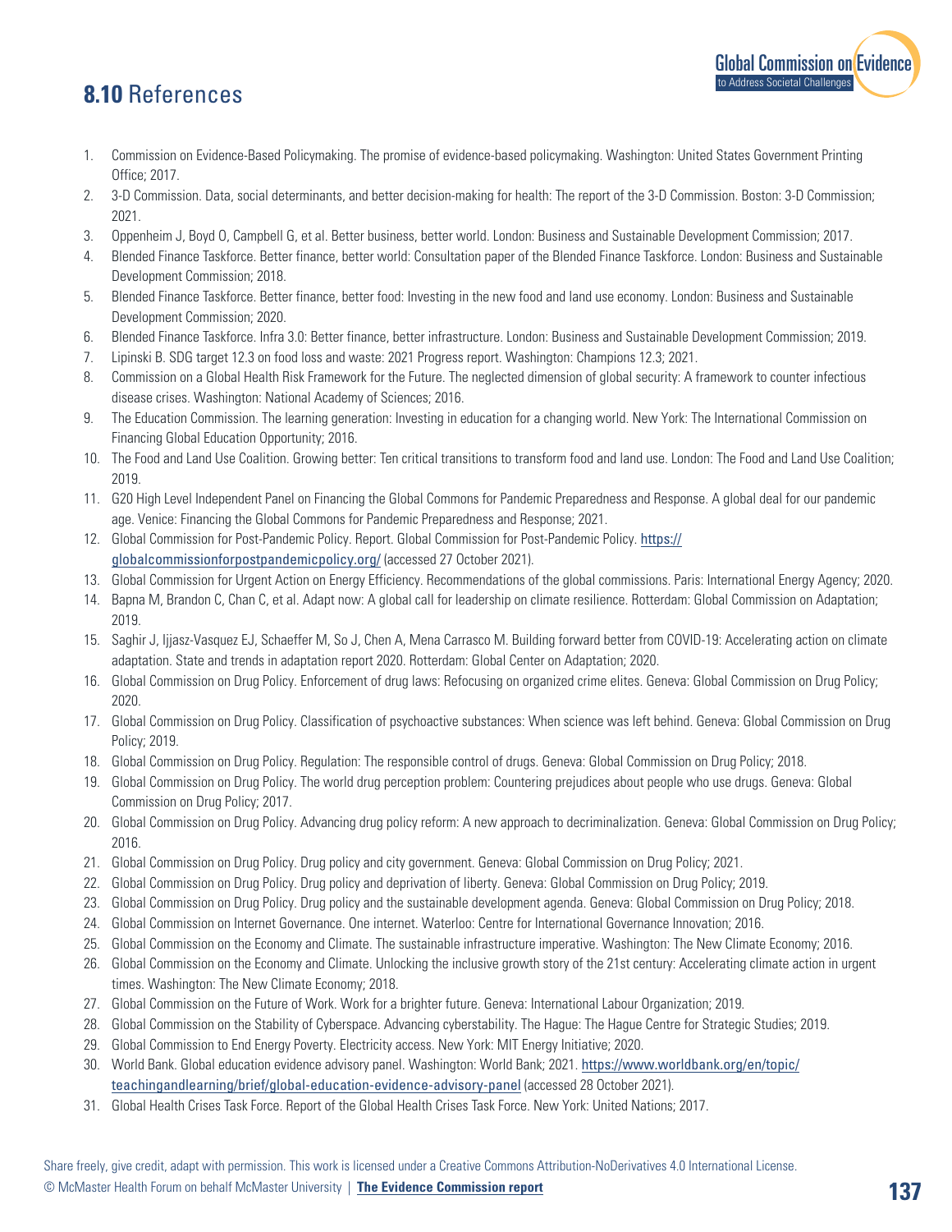## 8.10 References

1. Commission on Evidence-Based Policymaking. The promise of evidence-based policymaking. Washington: United States Government Printing Office; 2017.
2. 3-D Commission. Data, social determinants, and better decision-making for health: The report of the 3-D Commission. Boston: 3-D Commission; 2021.
3. Oppenheim J, Boyd O, Campbell G, et al. Better business, better world. London: Business and Sustainable Development Commission; 2017.
4. Blended Finance Taskforce. Better finance, better world: Consultation paper of the Blended Finance Taskforce. London: Business and Sustainable Development Commission; 2018.
5. Blended Finance Taskforce. Better finance, better food: Investing in the new food and land use economy. London: Business and Sustainable Development Commission; 2020.
6. Blended Finance Taskforce. Infra 3.0: Better finance, better infrastructure. London: Business and Sustainable Development Commission; 2019.
7. Lipinski B. SDG target 12.3 on food loss and waste: 2021 Progress report. Washington: Champions 12.3; 2021.
8. Commission on a Global Health Risk Framework for the Future. The neglected dimension of global security: A framework to counter infectious disease crises. Washington: National Academy of Sciences; 2016.
9. The Education Commission. The learning generation: Investing in education for a changing world. New York: The International Commission on Financing Global Education Opportunity; 2016.
10. The Food and Land Use Coalition. Growing better: Ten critical transitions to transform food and land use. London: The Food and Land Use Coalition; 2019.
11. G20 High Level Independent Panel on Financing the Global Commons for Pandemic Preparedness and Response. A global deal for our pandemic age. Venice: Financing the Global Commons for Pandemic Preparedness and Response; 2021.
12. Global Commission for Post-Pandemic Policy. Report. Global Commission for Post-Pandemic Policy. https://globalcommissionforpostpandemicpolicy.org/ (accessed 27 October 2021).
13. Global Commission for Urgent Action on Energy Efficiency. Recommendations of the global commissions. Paris: International Energy Agency; 2020.
14. Bapna M, Brandon C, Chan C, et al. Adapt now: A global call for leadership on climate resilience. Rotterdam: Global Commission on Adaptation; 2019.
15. Saghir J, Ijjasz-Vasquez EJ, Schaeffer M, So J, Chen A, Mena Carrasco M. Building forward better from COVID-19: Accelerating action on climate adaptation. State and trends in adaptation report 2020. Rotterdam: Global Center on Adaptation; 2020.
16. Global Commission on Drug Policy. Enforcement of drug laws: Refocusing on organized crime elites. Geneva: Global Commission on Drug Policy; 2020.
17. Global Commission on Drug Policy. Classification of psychoactive substances: When science was left behind. Geneva: Global Commission on Drug Policy; 2019.
18. Global Commission on Drug Policy. Regulation: The responsible control of drugs. Geneva: Global Commission on Drug Policy; 2018.
19. Global Commission on Drug Policy. The world drug perception problem: Countering prejudices about people who use drugs. Geneva: Global Commission on Drug Policy; 2017.
20. Global Commission on Drug Policy. Advancing drug policy reform: A new approach to decriminalization. Geneva: Global Commission on Drug Policy; 2016.
21. Global Commission on Drug Policy. Drug policy and city government. Geneva: Global Commission on Drug Policy; 2021.
22. Global Commission on Drug Policy. Drug policy and deprivation of liberty. Geneva: Global Commission on Drug Policy; 2019.
23. Global Commission on Drug Policy. Drug policy and the sustainable development agenda. Geneva: Global Commission on Drug Policy; 2018.
24. Global Commission on Internet Governance. One internet. Waterloo: Centre for International Governance Innovation; 2016.
25. Global Commission on the Economy and Climate. The sustainable infrastructure imperative. Washington: The New Climate Economy; 2016.
26. Global Commission on the Economy and Climate. Unlocking the inclusive growth story of the 21st century: Accelerating climate action in urgent times. Washington: The New Climate Economy; 2018.
27. Global Commission on the Future of Work. Work for a brighter future. Geneva: International Labour Organization; 2019.
28. Global Commission on the Stability of Cyberspace. Advancing cyberstability. The Hague: The Hague Centre for Strategic Studies; 2019.
29. Global Commission to End Energy Poverty. Electricity access. New York: MIT Energy Initiative; 2020.
30. World Bank. Global education evidence advisory panel. Washington: World Bank; 2021. https://www.worldbank.org/en/topic/teachingandlearning/brief/global-education-evidence-advisory-panel (accessed 28 October 2021).
31. Global Health Crises Task Force. Report of the Global Health Crises Task Force. New York: United Nations; 2017.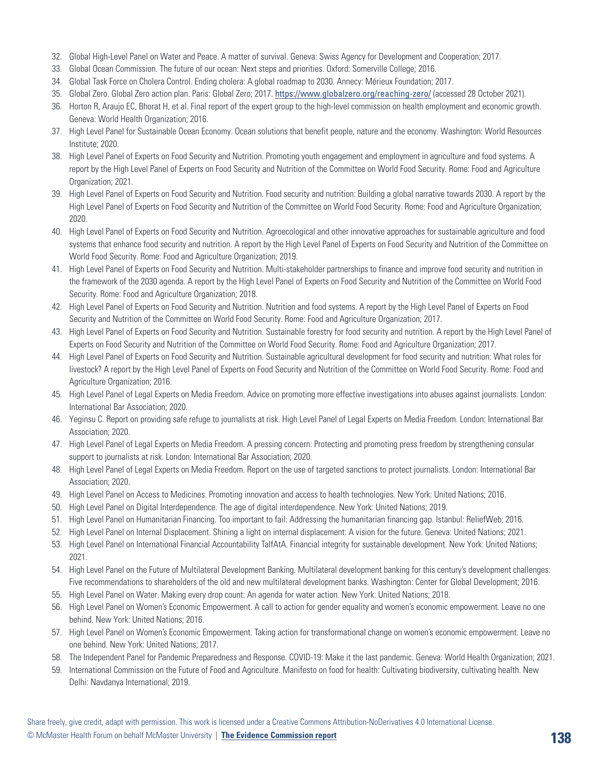32. Global High-Level Panel on Water and Peace. A matter of survival. Geneva: Swiss Agency for Development and Cooperation; 2017.
33. Global Ocean Commission. The future of our ocean: Next steps and priorities. Oxford: Somerville College; 2016.
34. Global Task Force on Cholera Control. Ending cholera: A global roadmap to 2030. Annecy: Mérieux Foundation; 2017.
35. Global Zero. Global Zero action plan. Paris: Global Zero; 2017. https://www.globalzero.org/reaching-zero/ (accessed 28 October 2021).
36. Horton R, Araujo EC, Bhorat H, et al. Final report of the expert group to the high-level commission on health employment and economic growth. Geneva: World Health Organization; 2016.
37. High Level Panel for Sustainable Ocean Economy. Ocean solutions that benefit people, nature and the economy. Washington: World Resources Institute; 2020.
38. High Level Panel of Experts on Food Security and Nutrition. Promoting youth engagement and employment in agriculture and food systems. A report by the High Level Panel of Experts on Food Security and Nutrition of the Committee on World Food Security. Rome: Food and Agriculture Organization; 2021.
39. High Level Panel of Experts on Food Security and Nutrition. Food security and nutrition: Building a global narrative towards 2030. A report by the High Level Panel of Experts on Food Security and Nutrition of the Committee on World Food Security. Rome: Food and Agriculture Organization; 2020.
40. High Level Panel of Experts on Food Security and Nutrition. Agroecological and other innovative approaches for sustainable agriculture and food systems that enhance food security and nutrition. A report by the High Level Panel of Experts on Food Security and Nutrition of the Committee on World Food Security. Rome: Food and Agriculture Organization; 2019.
41. High Level Panel of Experts on Food Security and Nutrition. Multi-stakeholder partnerships to finance and improve food security and nutrition in the framework of the 2030 agenda. A report by the High Level Panel of Experts on Food Security and Nutrition of the Committee on World Food Security. Rome: Food and Agriculture Organization; 2018.
42. High Level Panel of Experts on Food Security and Nutrition. Nutrition and food systems. A report by the High Level Panel of Experts on Food Security and Nutrition of the Committee on World Food Security. Rome: Food and Agriculture Organization; 2017.
43. High Level Panel of Experts on Food Security and Nutrition. Sustainable forestry for food security and nutrition. A report by the High Level Panel of Experts on Food Security and Nutrition of the Committee on World Food Security. Rome: Food and Agriculture Organization; 2017.
44. High Level Panel of Experts on Food Security and Nutrition. Sustainable agricultural development for food security and nutrition: What roles for livestock? A report by the High Level Panel of Experts on Food Security and Nutrition of the Committee on World Food Security. Rome: Food and Agriculture Organization; 2016.
45. High Level Panel of Legal Experts on Media Freedom. Advice on promoting more effective investigations into abuses against journalists. London: International Bar Association; 2020.
46. Yeginsu C. Report on providing safe refuge to journalists at risk. High Level Panel of Legal Experts on Media Freedom. London: International Bar Association; 2020.
47. High Level Panel of Legal Experts on Media Freedom. A pressing concern: Protecting and promoting press freedom by strengthening consular support to journalists at risk. London: International Bar Association; 2020.
48. High Level Panel of Legal Experts on Media Freedom. Report on the use of targeted sanctions to protect journalists. London: International Bar Association; 2020.
49. High Level Panel on Access to Medicines. Promoting innovation and access to health technologies. New York: United Nations; 2016.
50. High Level Panel on Digital Interdependence. The age of digital interdependence. New York: United Nations; 2019.
51. High Level Panel on Humanitarian Financing. Too important to fail: Addressing the humanitarian financing gap. Istanbul: ReliefWeb; 2016.
52. High Level Panel on Internal Displacement. Shining a light on internal displacement: A vision for the future. Geneva: United Nations; 2021.
53. High Level Panel on International Financial Accountability TaIfAtA. Financial integrity for sustainable development. New York: United Nations; 2021.
54. High Level Panel on the Future of Multilateral Development Banking. Multilateral development banking for this century's development challenges: Five recommendations to shareholders of the old and new multilateral development banks. Washington: Center for Global Development; 2016.
55. High Level Panel on Water. Making every drop count: An agenda for water action. New York: United Nations; 2018.
56. High Level Panel on Women's Economic Empowerment. A call to action for gender equality and women's economic empowerment. Leave no one behind. New York: United Nations; 2016.
57. High Level Panel on Women's Economic Empowerment. Taking action for transformational change on women's economic empowerment. Leave no one behind. New York: United Nations; 2017.
58. The Independent Panel for Pandemic Preparedness and Response. COVID-19: Make it the last pandemic. Geneva: World Health Organization; 2021.
59. International Commission on the Future of Food and Agriculture. Manifesto on food for health: Cultivating biodiversity, cultivating health. New Delhi: Navdanya International; 2019.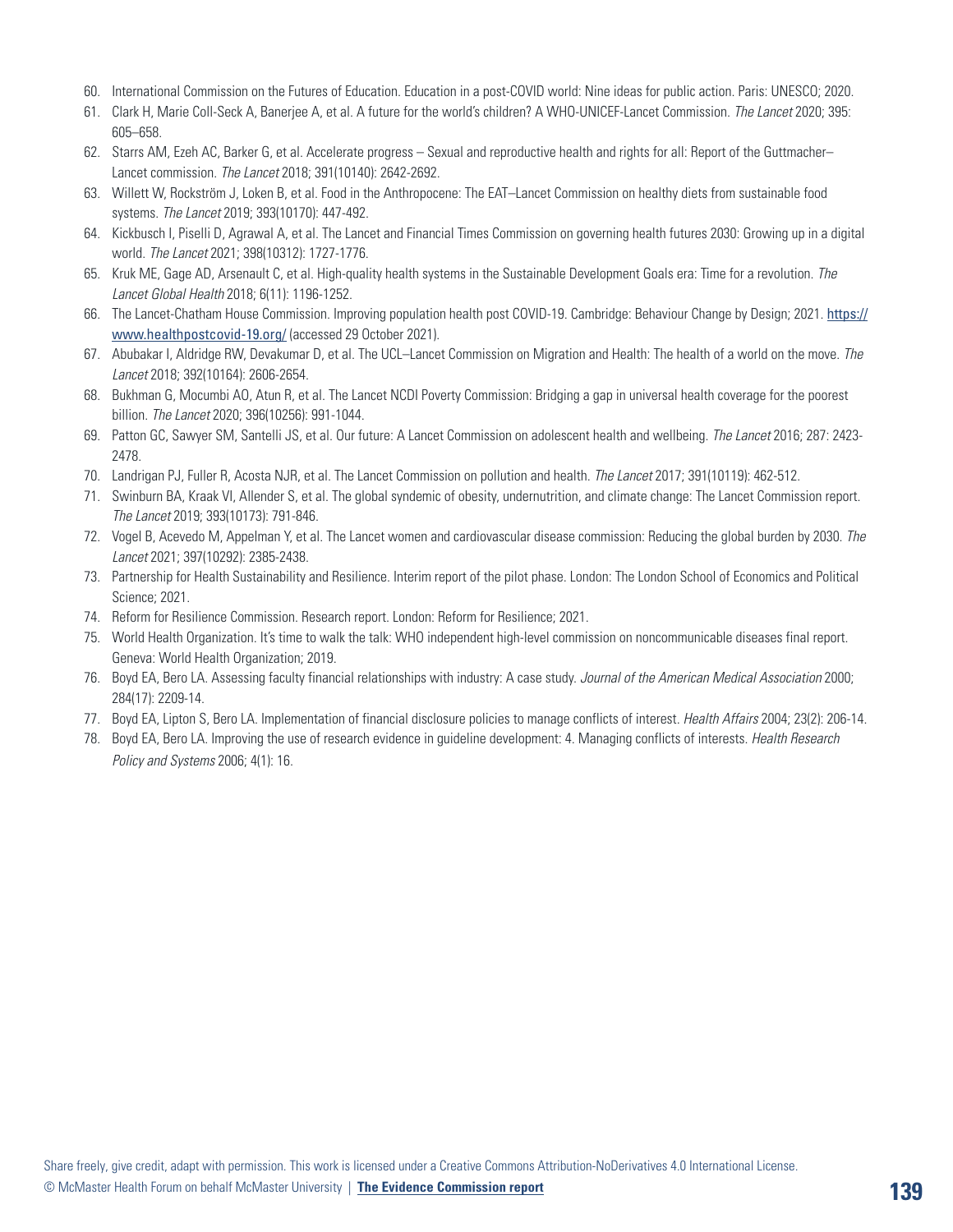60. International Commission on the Futures of Education. Education in a post-COVID world: Nine ideas for public action. Paris: UNESCO; 2020.
61. Clark H, Marie Coll-Seck A, Banerjee A, et al. A future for the world's children? A WHO-UNICEF-Lancet Commission. *The Lancet* 2020; 395: 605–658.
62. Starrs AM, Ezeh AC, Barker G, et al. Accelerate progress – Sexual and reproductive health and rights for all: Report of the Guttmacher–Lancet commission. *The Lancet* 2018; 391(10140): 2642-2692.
63. Willett W, Rockström J, Loken B, et al. Food in the Anthropocene: The EAT–Lancet Commission on healthy diets from sustainable food systems. *The Lancet* 2019; 393(10170): 447-492.
64. Kickbusch I, Piselli D, Agrawal A, et al. The Lancet and Financial Times Commission on governing health futures 2030: Growing up in a digital world. *The Lancet* 2021; 398(10312): 1727-1776.
65. Kruk ME, Gage AD, Arsenault C, et al. High-quality health systems in the Sustainable Development Goals era: Time for a revolution. *The Lancet Global Health* 2018; 6(11): 1196-1252.
66. The Lancet-Chatham House Commission. Improving population health post COVID-19. Cambridge: Behaviour Change by Design; 2021. [https://www.healthpostcovid-19.org/](https://www.healthpostcovid-19.org/) (accessed 29 October 2021).
67. Abubakar I, Aldridge RW, Devakumar D, et al. The UCL–Lancet Commission on Migration and Health: The health of a world on the move. *The Lancet* 2018; 392(10164): 2606-2654.
68. Bukhman G, Mocumbi AO, Atun R, et al. The Lancet NCDI Poverty Commission: Bridging a gap in universal health coverage for the poorest billion. *The Lancet* 2020; 396(10256): 991-1044.
69. Patton GC, Sawyer SM, Santelli JS, et al. Our future: A Lancet Commission on adolescent health and wellbeing. *The Lancet* 2016; 287: 2423-2478.
70. Landrigan PJ, Fuller R, Acosta NJR, et al. The Lancet Commission on pollution and health. *The Lancet* 2017; 391(10119): 462-512.
71. Swinburn BA, Kraak VI, Allender S, et al. The global syndemic of obesity, undernutrition, and climate change: The Lancet Commission report. *The Lancet* 2019; 393(10173): 791-846.
72. Vogel B, Acevedo M, Appelman Y, et al. The Lancet women and cardiovascular disease commission: Reducing the global burden by 2030. *The Lancet* 2021; 397(10292): 2385-2438.
73. Partnership for Health Sustainability and Resilience. Interim report of the pilot phase. London: The London School of Economics and Political Science; 2021.
74. Reform for Resilience Commission. Research report. London: Reform for Resilience; 2021.
75. World Health Organization. It's time to walk the talk: WHO independent high-level commission on noncommunicable diseases final report. Geneva: World Health Organization; 2019.
76. Boyd EA, Bero LA. Assessing faculty financial relationships with industry: A case study. *Journal of the American Medical Association* 2000; 284(17): 2209-14.
77. Boyd EA, Lipton S, Bero LA. Implementation of financial disclosure policies to manage conflicts of interest. *Health Affairs* 2004; 23(2): 206-14.
78. Boyd EA, Bero LA. Improving the use of research evidence in guideline development: 4. Managing conflicts of interests. *Health Research Policy and Systems* 2006; 4(1): 16.